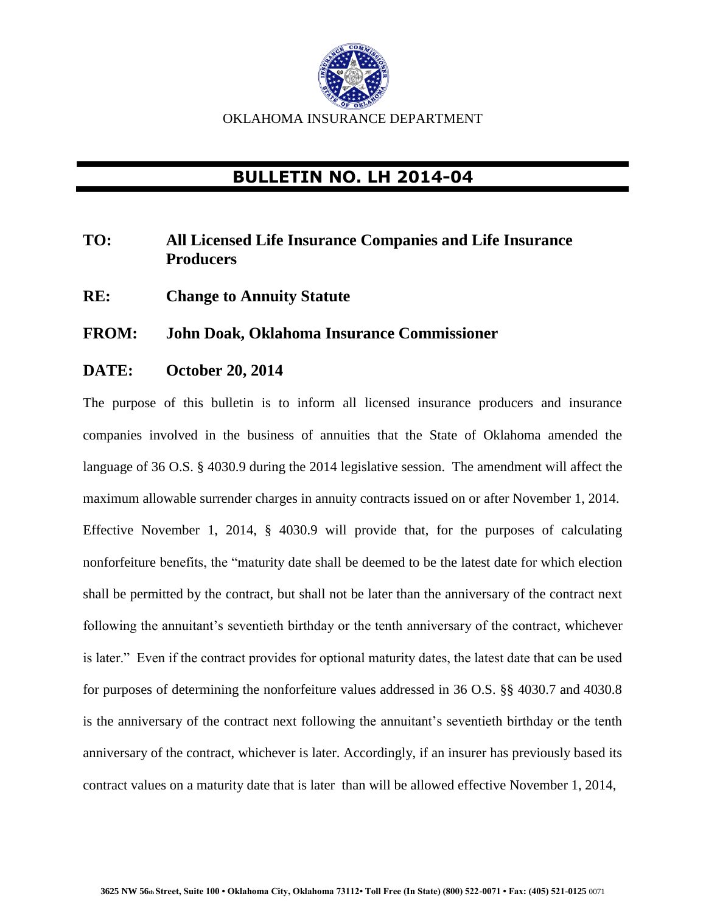OKLAHOMA INSURANCE DEPARTMENT

# BULLETIN NO. LH 2014-04

**TO:** **All Licensed Life Insurance Companies and Life Insurance Producers**

**RE:** **Change to Annuity Statute**

**FROM:** **John Doak, Oklahoma Insurance Commissioner**

**DATE:** **October 20, 2014**

The purpose of this bulletin is to inform all licensed insurance producers and insurance companies involved in the business of annuities that the State of Oklahoma amended the language of 36 O.S. § 4030.9 during the 2014 legislative session. The amendment will affect the maximum allowable surrender charges in annuity contracts issued on or after November 1, 2014. Effective November 1, 2014, § 4030.9 will provide that, for the purposes of calculating nonforfeiture benefits, the "maturity date shall be deemed to be the latest date for which election shall be permitted by the contract, but shall not be later than the anniversary of the contract next following the annuitant's seventieth birthday or the tenth anniversary of the contract, whichever is later." Even if the contract provides for optional maturity dates, the latest date that can be used for purposes of determining the nonforfeiture values addressed in 36 O.S. §§ 4030.7 and 4030.8 is the anniversary of the contract next following the annuitant's seventieth birthday or the tenth anniversary of the contract, whichever is later. Accordingly, if an insurer has previously based its contract values on a maturity date that is later than will be allowed effective November 1, 2014,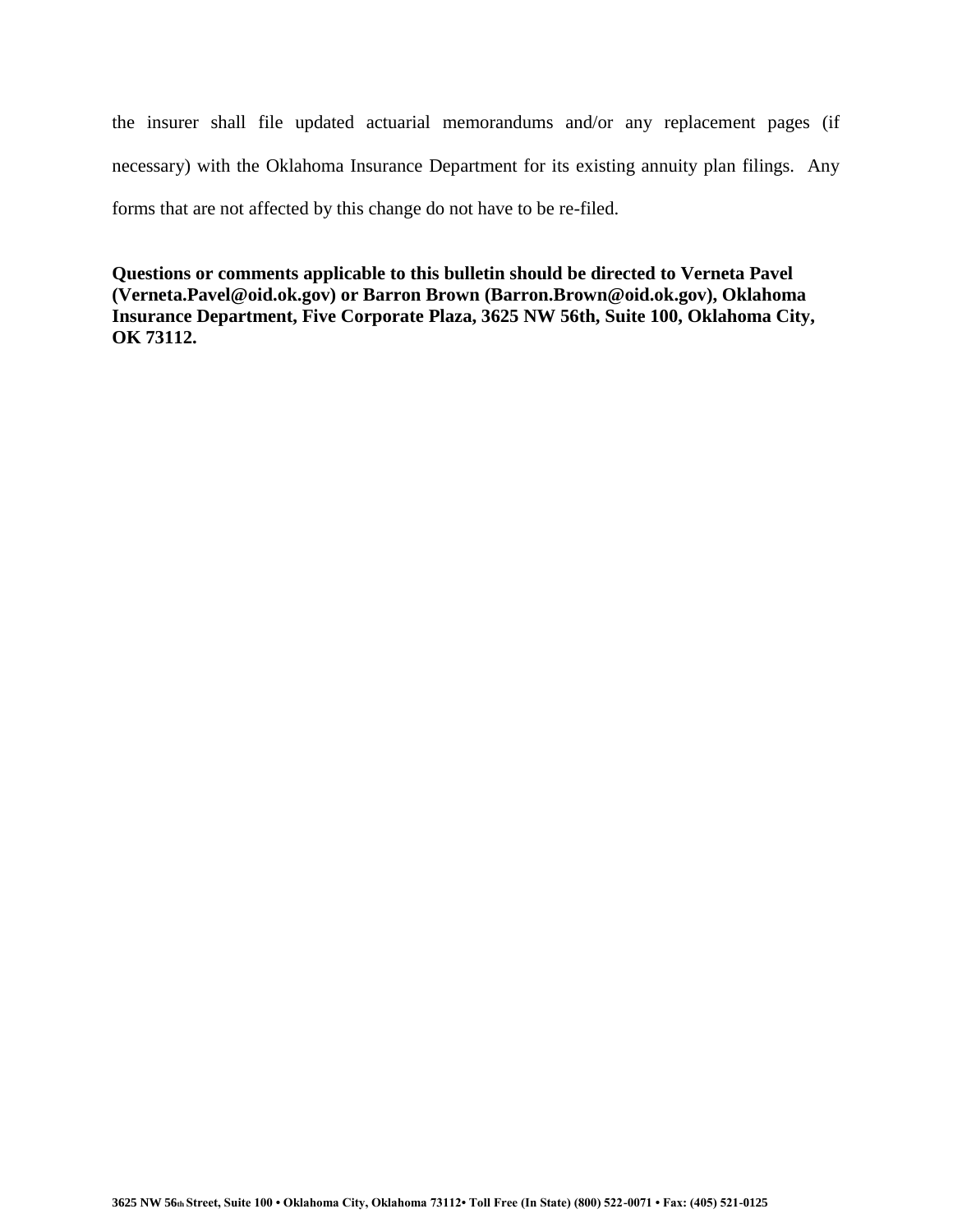the insurer shall file updated actuarial memorandums and/or any replacement pages (if necessary) with the Oklahoma Insurance Department for its existing annuity plan filings. Any forms that are not affected by this change do not have to be re-filed.

**Questions or comments applicable to this bulletin should be directed to Verneta Pavel (Verneta.Pavel@oid.ok.gov) or Barron Brown (Barron.Brown@oid.ok.gov), Oklahoma Insurance Department, Five Corporate Plaza, 3625 NW 56th, Suite 100, Oklahoma City, OK 73112.**